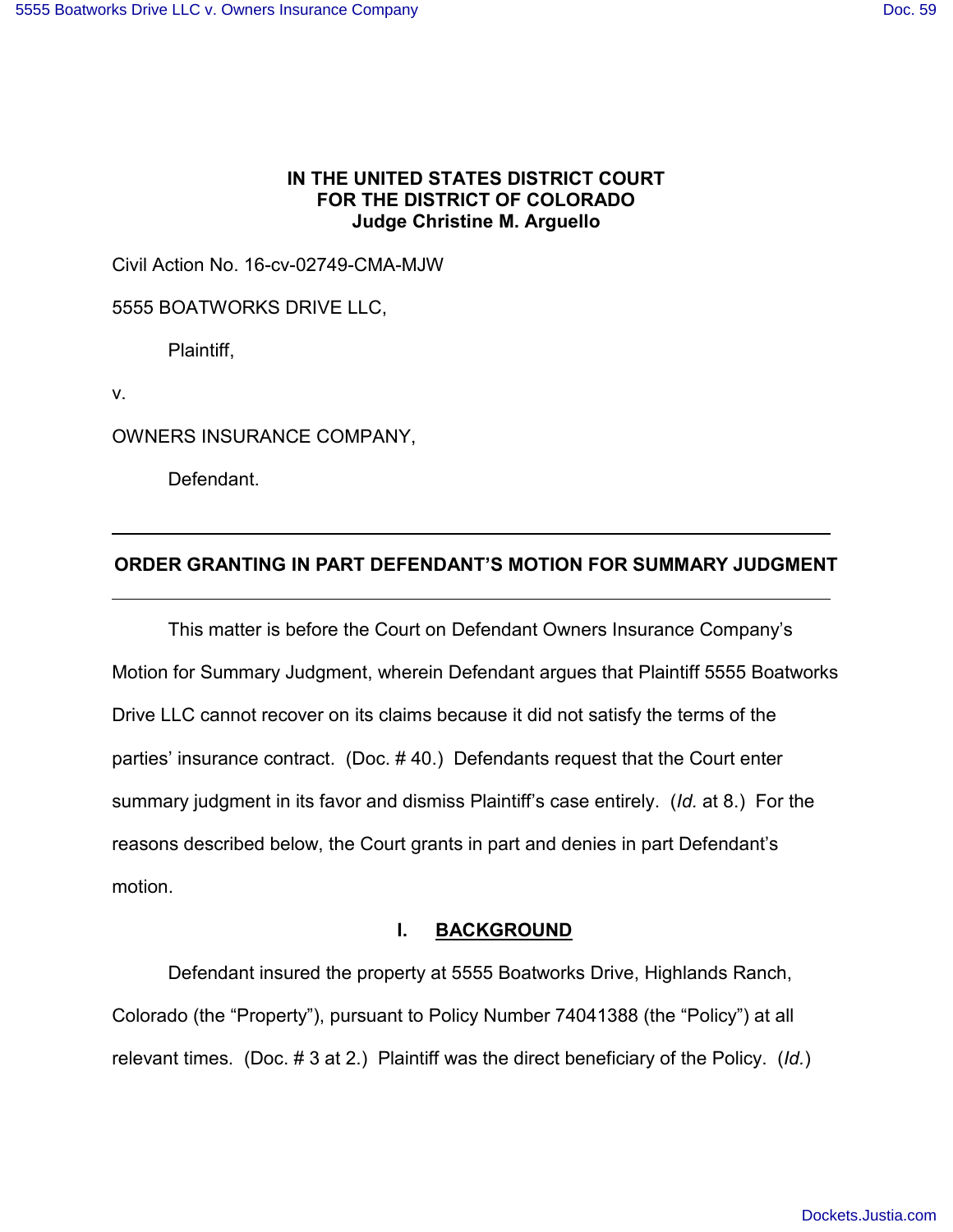**IN THE UNITED STATES DISTRICT COURT**
**FOR THE DISTRICT OF COLORADO**
**Judge Christine M. Arguello**

Civil Action No. 16-cv-02749-CMA-MJW

5555 BOATWORKS DRIVE LLC,

Plaintiff,

v.

OWNERS INSURANCE COMPANY,

Defendant.

---

**ORDER GRANTING IN PART DEFENDANT'S MOTION FOR SUMMARY JUDGMENT**

---

This matter is before the Court on Defendant Owners Insurance Company's Motion for Summary Judgment, wherein Defendant argues that Plaintiff 5555 Boatworks Drive LLC cannot recover on its claims because it did not satisfy the terms of the parties' insurance contract. (Doc. # 40.) Defendants request that the Court enter summary judgment in its favor and dismiss Plaintiff's case entirely. (*Id.* at 8.) For the reasons described below, the Court grants in part and denies in part Defendant's motion.

## I. BACKGROUND

Defendant insured the property at 5555 Boatworks Drive, Highlands Ranch, Colorado (the "Property"), pursuant to Policy Number 74041388 (the "Policy") at all relevant times. (Doc. # 3 at 2.) Plaintiff was the direct beneficiary of the Policy. (*Id.*)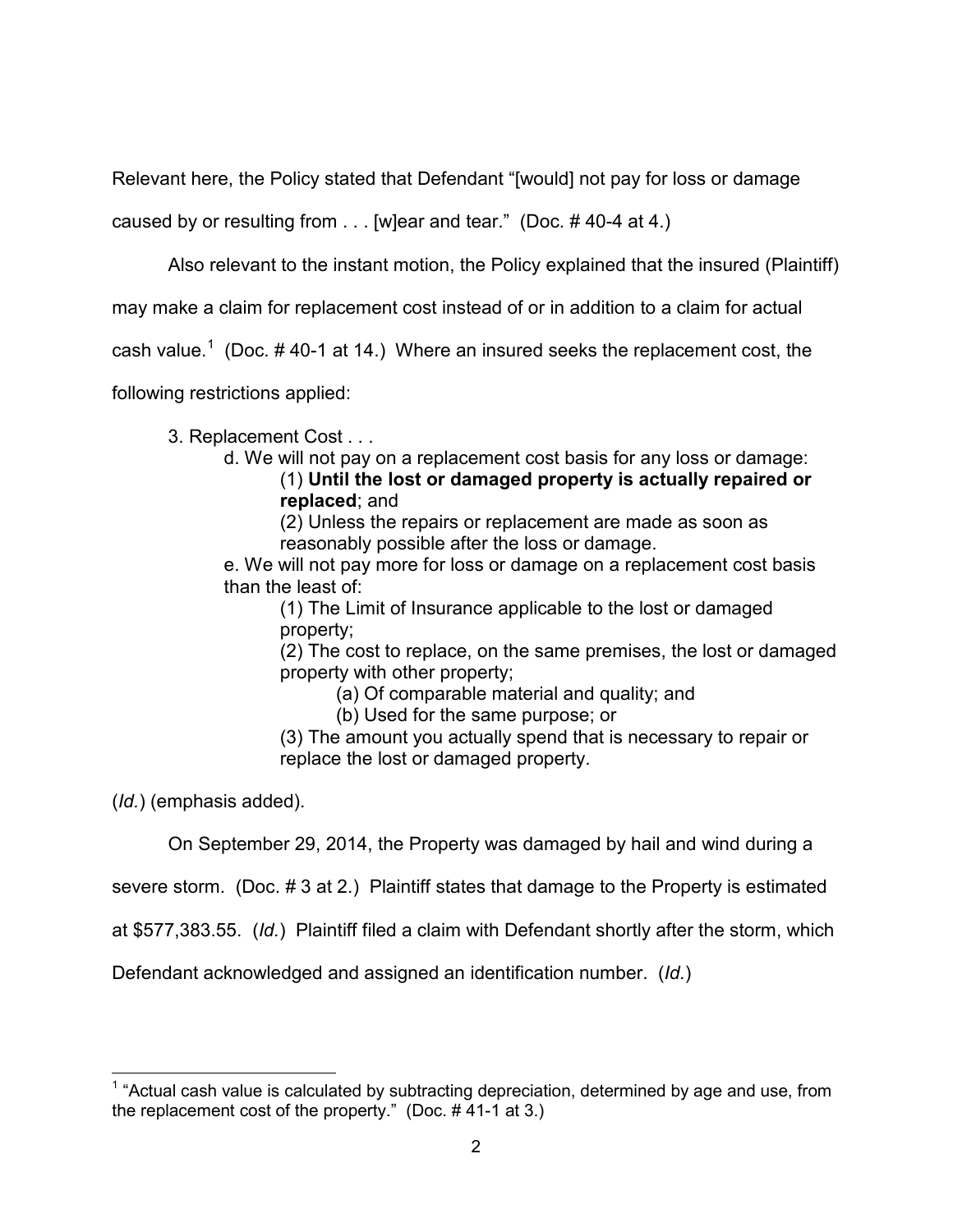Relevant here, the Policy stated that Defendant "[would] not pay for loss or damage caused by or resulting from . . . [w]ear and tear." (Doc. # 40-4 at 4.)

Also relevant to the instant motion, the Policy explained that the insured (Plaintiff) may make a claim for replacement cost instead of or in addition to a claim for actual cash value.[1] (Doc. # 40-1 at 14.) Where an insured seeks the replacement cost, the following restrictions applied:

> 3. Replacement Cost . . .
>
> d. We will not pay on a replacement cost basis for any loss or damage:
>
> (1) **Until the lost or damaged property is actually repaired or replaced**; and
>
> (2) Unless the repairs or replacement are made as soon as reasonably possible after the loss or damage.
>
> e. We will not pay more for loss or damage on a replacement cost basis than the least of:
>
> (1) The Limit of Insurance applicable to the lost or damaged property;
>
> (2) The cost to replace, on the same premises, the lost or damaged property with other property;
>
> (a) Of comparable material and quality; and
>
> (b) Used for the same purpose; or
>
> (3) The amount you actually spend that is necessary to repair or replace the lost or damaged property.

(*Id.*) (emphasis added).

On September 29, 2014, the Property was damaged by hail and wind during a severe storm. (Doc. # 3 at 2.) Plaintiff states that damage to the Property is estimated at $577,383.55. (*Id.*) Plaintiff filed a claim with Defendant shortly after the storm, which Defendant acknowledged and assigned an identification number. (*Id.*)

[1] "Actual cash value is calculated by subtracting depreciation, determined by age and use, from the replacement cost of the property." (Doc. # 41-1 at 3.)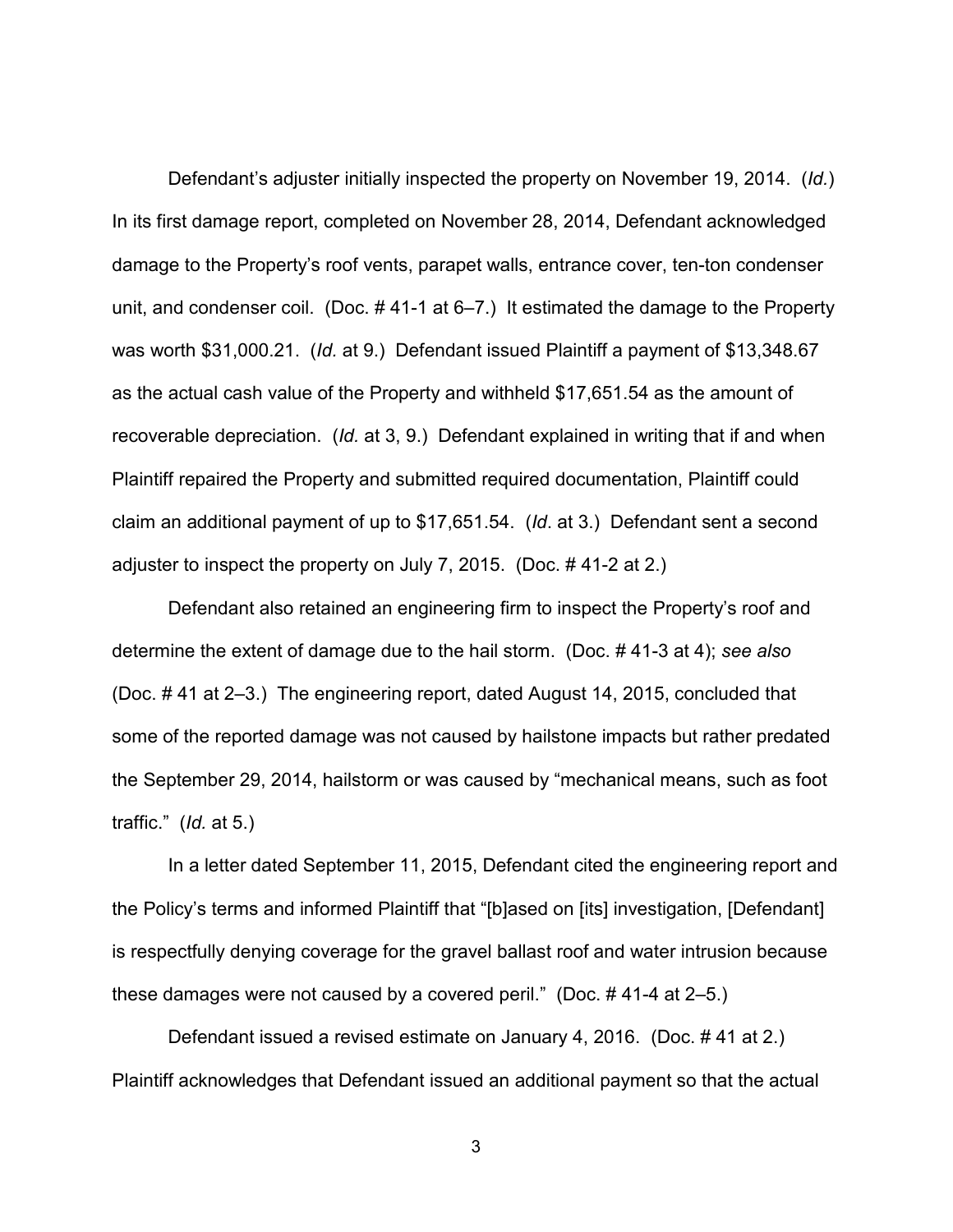Defendant's adjuster initially inspected the property on November 19, 2014. (*Id.*) In its first damage report, completed on November 28, 2014, Defendant acknowledged damage to the Property's roof vents, parapet walls, entrance cover, ten-ton condenser unit, and condenser coil. (Doc. # 41-1 at 6–7.) It estimated the damage to the Property was worth $31,000.21. (*Id.* at 9.) Defendant issued Plaintiff a payment of $13,348.67 as the actual cash value of the Property and withheld $17,651.54 as the amount of recoverable depreciation. (*Id.* at 3, 9.) Defendant explained in writing that if and when Plaintiff repaired the Property and submitted required documentation, Plaintiff could claim an additional payment of up to $17,651.54. (*Id*. at 3.) Defendant sent a second adjuster to inspect the property on July 7, 2015. (Doc. # 41-2 at 2.)

Defendant also retained an engineering firm to inspect the Property's roof and determine the extent of damage due to the hail storm. (Doc. # 41-3 at 4); *see also* (Doc. # 41 at 2–3.) The engineering report, dated August 14, 2015, concluded that some of the reported damage was not caused by hailstone impacts but rather predated the September 29, 2014, hailstorm or was caused by "mechanical means, such as foot traffic." (*Id.* at 5.)

In a letter dated September 11, 2015, Defendant cited the engineering report and the Policy's terms and informed Plaintiff that "[b]ased on [its] investigation, [Defendant] is respectfully denying coverage for the gravel ballast roof and water intrusion because these damages were not caused by a covered peril." (Doc. # 41-4 at 2–5.)

Defendant issued a revised estimate on January 4, 2016. (Doc. # 41 at 2.) Plaintiff acknowledges that Defendant issued an additional payment so that the actual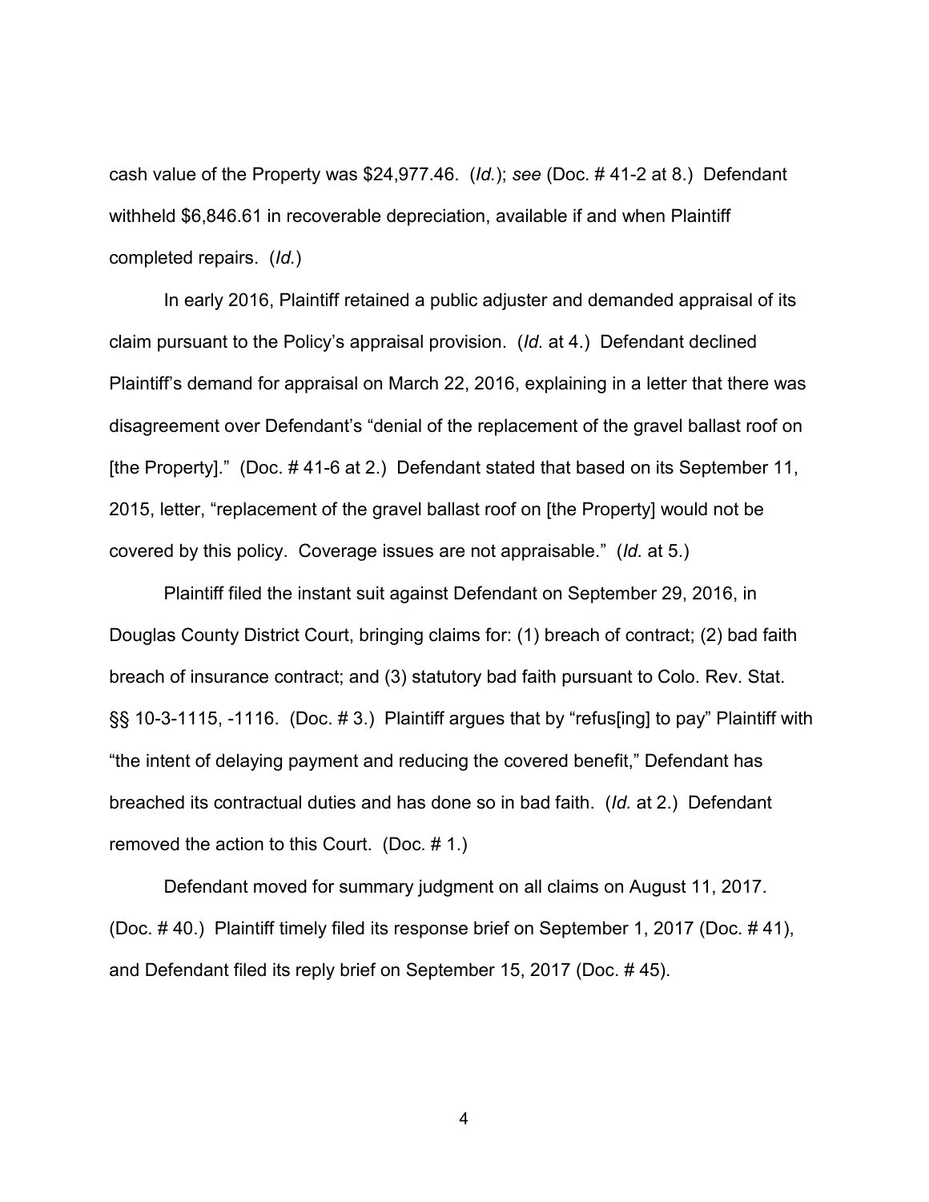cash value of the Property was $24,977.46. (*Id.*); *see* (Doc. # 41-2 at 8.) Defendant withheld $6,846.61 in recoverable depreciation, available if and when Plaintiff completed repairs. (*Id.*)

In early 2016, Plaintiff retained a public adjuster and demanded appraisal of its claim pursuant to the Policy's appraisal provision. (*Id.* at 4.) Defendant declined Plaintiff's demand for appraisal on March 22, 2016, explaining in a letter that there was disagreement over Defendant's "denial of the replacement of the gravel ballast roof on [the Property]." (Doc. # 41-6 at 2.) Defendant stated that based on its September 11, 2015, letter, "replacement of the gravel ballast roof on [the Property] would not be covered by this policy. Coverage issues are not appraisable." (*Id.* at 5.)

Plaintiff filed the instant suit against Defendant on September 29, 2016, in Douglas County District Court, bringing claims for: (1) breach of contract; (2) bad faith breach of insurance contract; and (3) statutory bad faith pursuant to Colo. Rev. Stat. §§ 10-3-1115, -1116. (Doc. # 3.) Plaintiff argues that by "refus[ing] to pay" Plaintiff with "the intent of delaying payment and reducing the covered benefit," Defendant has breached its contractual duties and has done so in bad faith. (*Id.* at 2.) Defendant removed the action to this Court. (Doc. # 1.)

Defendant moved for summary judgment on all claims on August 11, 2017. (Doc. # 40.) Plaintiff timely filed its response brief on September 1, 2017 (Doc. # 41), and Defendant filed its reply brief on September 15, 2017 (Doc. # 45).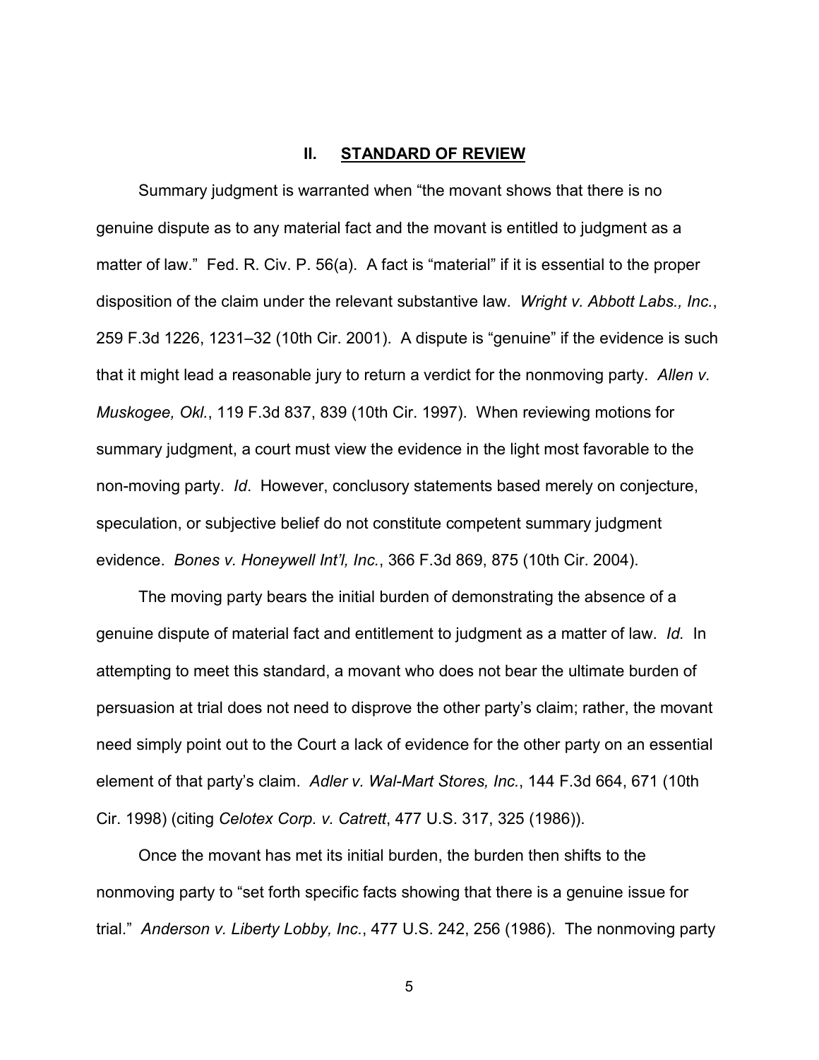## II. STANDARD OF REVIEW

Summary judgment is warranted when "the movant shows that there is no genuine dispute as to any material fact and the movant is entitled to judgment as a matter of law." Fed. R. Civ. P. 56(a). A fact is "material" if it is essential to the proper disposition of the claim under the relevant substantive law. *Wright v. Abbott Labs., Inc.*, 259 F.3d 1226, 1231–32 (10th Cir. 2001). A dispute is "genuine" if the evidence is such that it might lead a reasonable jury to return a verdict for the nonmoving party. *Allen v. Muskogee, Okl.*, 119 F.3d 837, 839 (10th Cir. 1997). When reviewing motions for summary judgment, a court must view the evidence in the light most favorable to the non-moving party. *Id*. However, conclusory statements based merely on conjecture, speculation, or subjective belief do not constitute competent summary judgment evidence. *Bones v. Honeywell Int'l, Inc.*, 366 F.3d 869, 875 (10th Cir. 2004).

The moving party bears the initial burden of demonstrating the absence of a genuine dispute of material fact and entitlement to judgment as a matter of law. *Id.* In attempting to meet this standard, a movant who does not bear the ultimate burden of persuasion at trial does not need to disprove the other party's claim; rather, the movant need simply point out to the Court a lack of evidence for the other party on an essential element of that party's claim. *Adler v. Wal-Mart Stores, Inc.*, 144 F.3d 664, 671 (10th Cir. 1998) (citing *Celotex Corp. v. Catrett*, 477 U.S. 317, 325 (1986)).

Once the movant has met its initial burden, the burden then shifts to the nonmoving party to "set forth specific facts showing that there is a genuine issue for trial." *Anderson v. Liberty Lobby, Inc.*, 477 U.S. 242, 256 (1986). The nonmoving party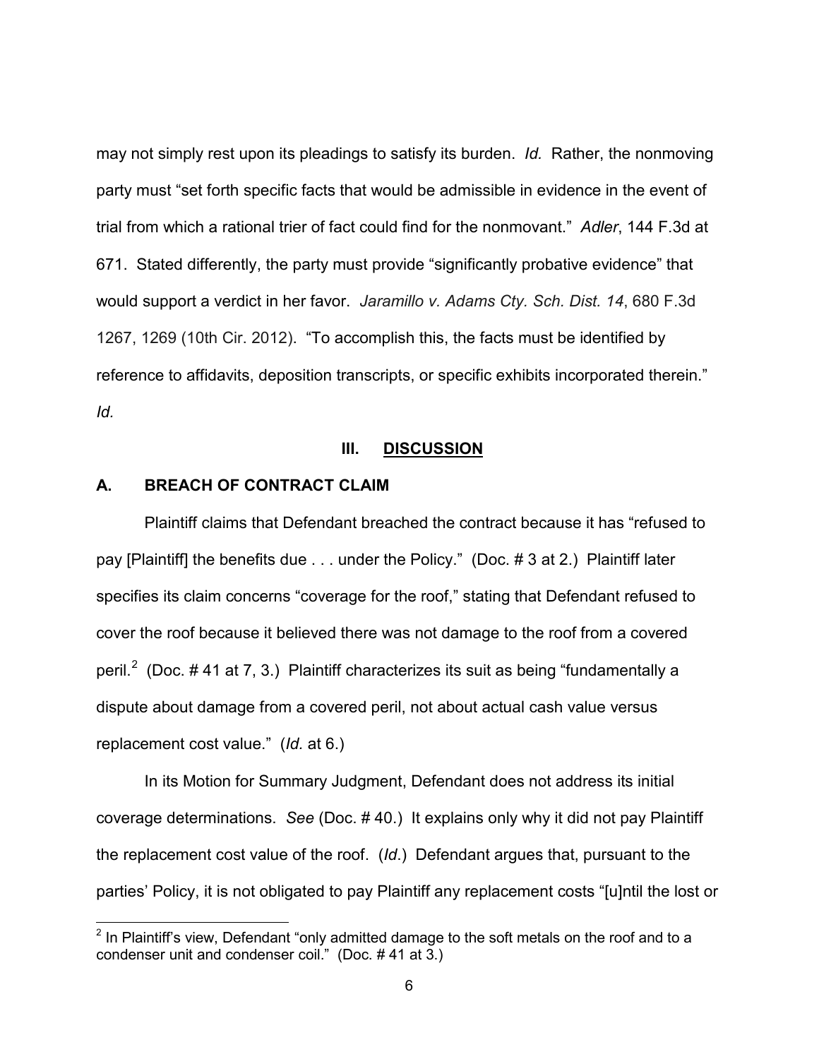may not simply rest upon its pleadings to satisfy its burden. *Id.* Rather, the nonmoving party must "set forth specific facts that would be admissible in evidence in the event of trial from which a rational trier of fact could find for the nonmovant." *Adler*, 144 F.3d at 671. Stated differently, the party must provide "significantly probative evidence" that would support a verdict in her favor. *Jaramillo v. Adams Cty. Sch. Dist. 14*, 680 F.3d 1267, 1269 (10th Cir. 2012). "To accomplish this, the facts must be identified by reference to affidavits, deposition transcripts, or specific exhibits incorporated therein." *Id.*

## III. DISCUSSION

### A. BREACH OF CONTRACT CLAIM

Plaintiff claims that Defendant breached the contract because it has "refused to pay [Plaintiff] the benefits due . . . under the Policy." (Doc. # 3 at 2.) Plaintiff later specifies its claim concerns "coverage for the roof," stating that Defendant refused to cover the roof because it believed there was not damage to the roof from a covered peril.[2] (Doc. # 41 at 7, 3.) Plaintiff characterizes its suit as being "fundamentally a dispute about damage from a covered peril, not about actual cash value versus replacement cost value." (*Id.* at 6.)

In its Motion for Summary Judgment, Defendant does not address its initial coverage determinations. *See* (Doc. # 40.) It explains only why it did not pay Plaintiff the replacement cost value of the roof. (*Id*.) Defendant argues that, pursuant to the parties' Policy, it is not obligated to pay Plaintiff any replacement costs "[u]ntil the lost or

[2] In Plaintiff's view, Defendant "only admitted damage to the soft metals on the roof and to a condenser unit and condenser coil." (Doc. # 41 at 3.)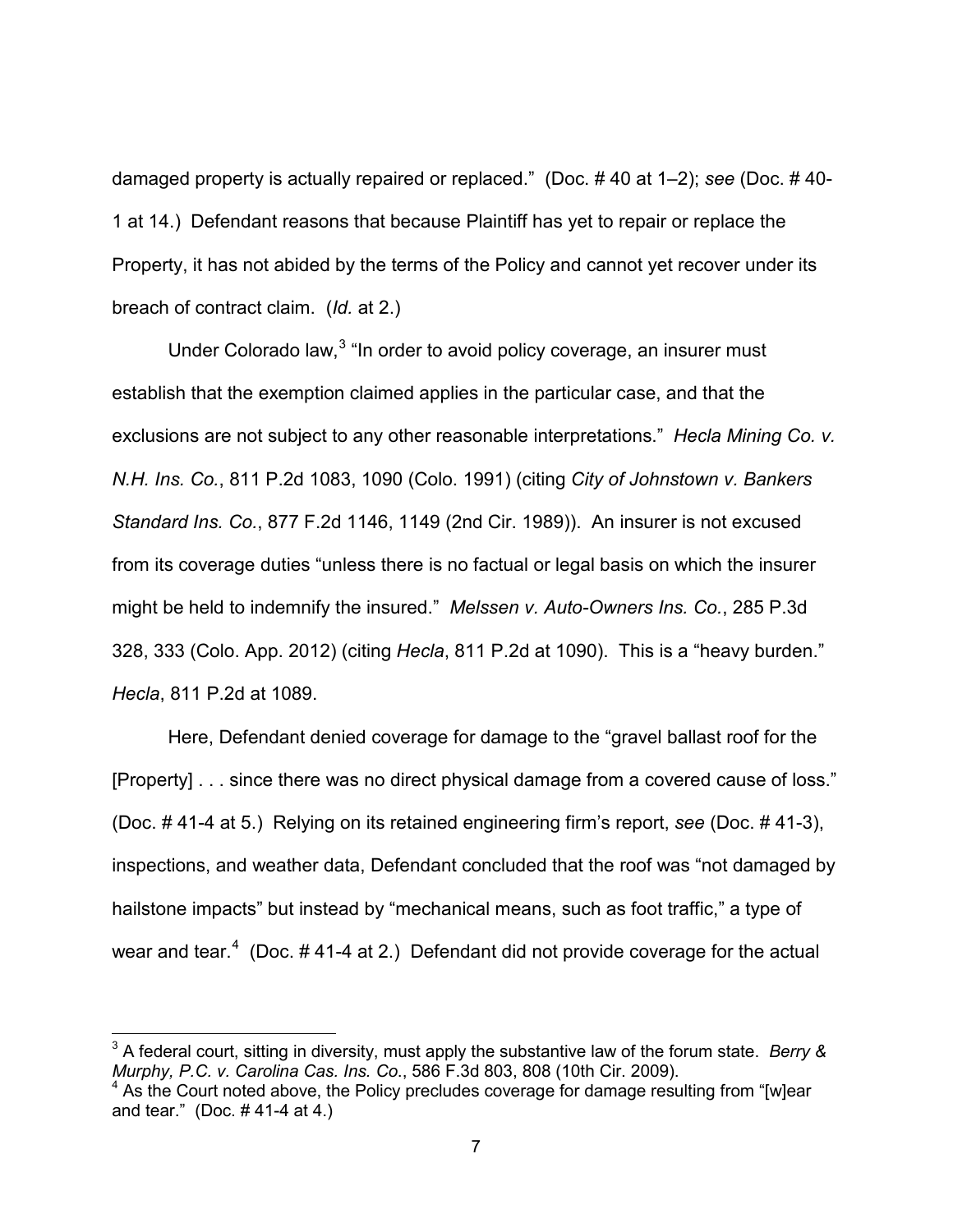damaged property is actually repaired or replaced." (Doc. # 40 at 1–2); *see* (Doc. # 40-1 at 14.) Defendant reasons that because Plaintiff has yet to repair or replace the Property, it has not abided by the terms of the Policy and cannot yet recover under its breach of contract claim. (*Id.* at 2.)

Under Colorado law,[3] "In order to avoid policy coverage, an insurer must establish that the exemption claimed applies in the particular case, and that the exclusions are not subject to any other reasonable interpretations." *Hecla Mining Co. v. N.H. Ins. Co.*, 811 P.2d 1083, 1090 (Colo. 1991) (citing *City of Johnstown v. Bankers Standard Ins. Co.*, 877 F.2d 1146, 1149 (2nd Cir. 1989)). An insurer is not excused from its coverage duties "unless there is no factual or legal basis on which the insurer might be held to indemnify the insured." *Melssen v. Auto-Owners Ins. Co.*, 285 P.3d 328, 333 (Colo. App. 2012) (citing *Hecla*, 811 P.2d at 1090). This is a "heavy burden." *Hecla*, 811 P.2d at 1089.

Here, Defendant denied coverage for damage to the "gravel ballast roof for the [Property] . . . since there was no direct physical damage from a covered cause of loss." (Doc. # 41-4 at 5.) Relying on its retained engineering firm's report, *see* (Doc. # 41-3), inspections, and weather data, Defendant concluded that the roof was "not damaged by hailstone impacts" but instead by "mechanical means, such as foot traffic," a type of wear and tear.[4] (Doc. # 41-4 at 2.) Defendant did not provide coverage for the actual

---

[3] A federal court, sitting in diversity, must apply the substantive law of the forum state. *Berry & Murphy, P.C. v. Carolina Cas. Ins. Co.*, 586 F.3d 803, 808 (10th Cir. 2009).

[4] As the Court noted above, the Policy precludes coverage for damage resulting from "[w]ear and tear." (Doc. # 41-4 at 4.)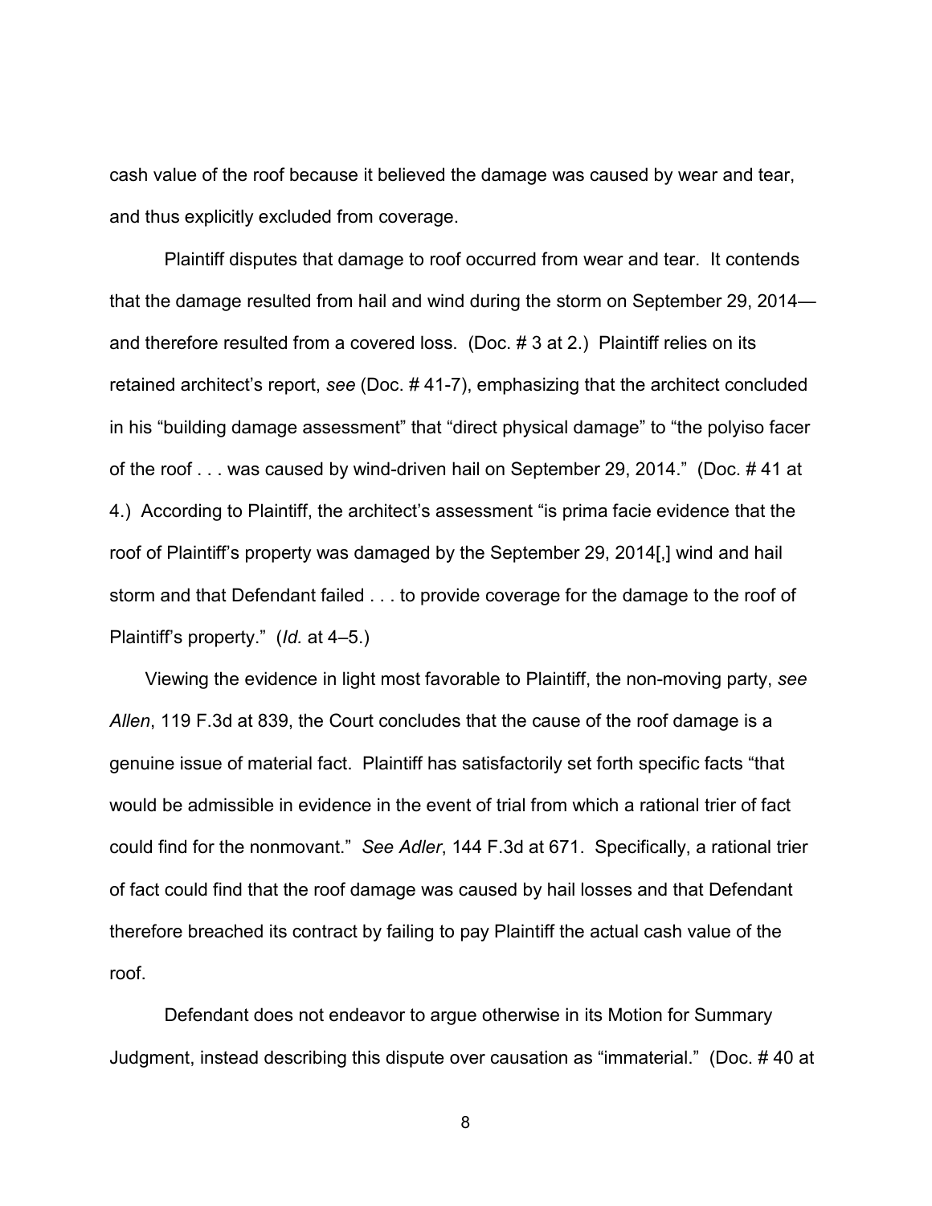cash value of the roof because it believed the damage was caused by wear and tear, and thus explicitly excluded from coverage.

Plaintiff disputes that damage to roof occurred from wear and tear. It contends that the damage resulted from hail and wind during the storm on September 29, 2014—and therefore resulted from a covered loss. (Doc. # 3 at 2.) Plaintiff relies on its retained architect's report, *see* (Doc. # 41-7), emphasizing that the architect concluded in his "building damage assessment" that "direct physical damage" to "the polyiso facer of the roof . . . was caused by wind-driven hail on September 29, 2014." (Doc. # 41 at 4.) According to Plaintiff, the architect's assessment "is prima facie evidence that the roof of Plaintiff's property was damaged by the September 29, 2014[,] wind and hail storm and that Defendant failed . . . to provide coverage for the damage to the roof of Plaintiff's property." (*Id.* at 4–5.)

Viewing the evidence in light most favorable to Plaintiff, the non-moving party, *see Allen*, 119 F.3d at 839, the Court concludes that the cause of the roof damage is a genuine issue of material fact. Plaintiff has satisfactorily set forth specific facts "that would be admissible in evidence in the event of trial from which a rational trier of fact could find for the nonmovant." *See Adler*, 144 F.3d at 671. Specifically, a rational trier of fact could find that the roof damage was caused by hail losses and that Defendant therefore breached its contract by failing to pay Plaintiff the actual cash value of the roof.

Defendant does not endeavor to argue otherwise in its Motion for Summary Judgment, instead describing this dispute over causation as "immaterial." (Doc. # 40 at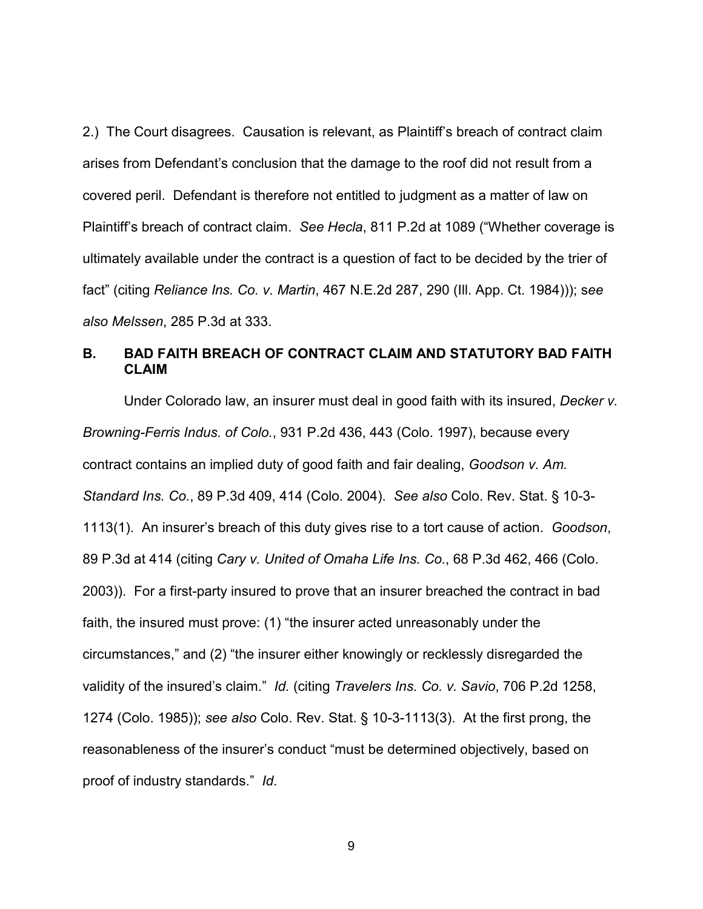2.) The Court disagrees. Causation is relevant, as Plaintiff's breach of contract claim arises from Defendant's conclusion that the damage to the roof did not result from a covered peril. Defendant is therefore not entitled to judgment as a matter of law on Plaintiff's breach of contract claim. *See Hecla*, 811 P.2d at 1089 ("Whether coverage is ultimately available under the contract is a question of fact to be decided by the trier of fact" (citing *Reliance Ins. Co. v. Martin*, 467 N.E.2d 287, 290 (Ill. App. Ct. 1984))); s*ee also Melssen*, 285 P.3d at 333.

## B. BAD FAITH BREACH OF CONTRACT CLAIM AND STATUTORY BAD FAITH CLAIM

Under Colorado law, an insurer must deal in good faith with its insured, *Decker v. Browning-Ferris Indus. of Colo.*, 931 P.2d 436, 443 (Colo. 1997), because every contract contains an implied duty of good faith and fair dealing, *Goodson v. Am. Standard Ins. Co.*, 89 P.3d 409, 414 (Colo. 2004). *See also* Colo. Rev. Stat. § 10-3-1113(1). An insurer's breach of this duty gives rise to a tort cause of action. *Goodson*, 89 P.3d at 414 (citing *Cary v. United of Omaha Life Ins. Co.*, 68 P.3d 462, 466 (Colo. 2003)). For a first-party insured to prove that an insurer breached the contract in bad faith, the insured must prove: (1) "the insurer acted unreasonably under the circumstances," and (2) "the insurer either knowingly or recklessly disregarded the validity of the insured's claim." *Id.* (citing *Travelers Ins. Co. v. Savio*, 706 P.2d 1258, 1274 (Colo. 1985)); *see also* Colo. Rev. Stat. § 10-3-1113(3). At the first prong, the reasonableness of the insurer's conduct "must be determined objectively, based on proof of industry standards." *Id*.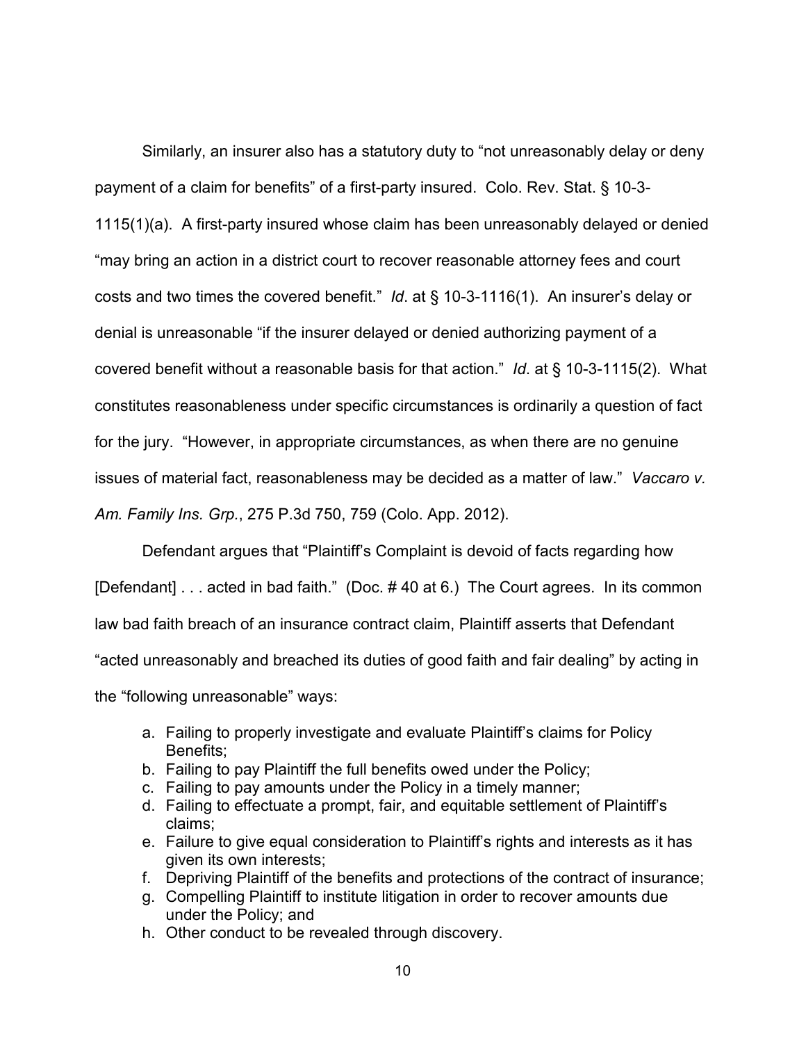Similarly, an insurer also has a statutory duty to "not unreasonably delay or deny payment of a claim for benefits" of a first-party insured. Colo. Rev. Stat. § 10-3-1115(1)(a). A first-party insured whose claim has been unreasonably delayed or denied "may bring an action in a district court to recover reasonable attorney fees and court costs and two times the covered benefit." *Id*. at § 10-3-1116(1). An insurer's delay or denial is unreasonable "if the insurer delayed or denied authorizing payment of a covered benefit without a reasonable basis for that action." *Id*. at § 10-3-1115(2). What constitutes reasonableness under specific circumstances is ordinarily a question of fact for the jury. "However, in appropriate circumstances, as when there are no genuine issues of material fact, reasonableness may be decided as a matter of law." *Vaccaro v. Am. Family Ins. Grp.*, 275 P.3d 750, 759 (Colo. App. 2012).

Defendant argues that "Plaintiff's Complaint is devoid of facts regarding how [Defendant] . . . acted in bad faith." (Doc. # 40 at 6.) The Court agrees. In its common law bad faith breach of an insurance contract claim, Plaintiff asserts that Defendant "acted unreasonably and breached its duties of good faith and fair dealing" by acting in the "following unreasonable" ways:

a. Failing to properly investigate and evaluate Plaintiff's claims for Policy Benefits;
b. Failing to pay Plaintiff the full benefits owed under the Policy;
c. Failing to pay amounts under the Policy in a timely manner;
d. Failing to effectuate a prompt, fair, and equitable settlement of Plaintiff's claims;
e. Failure to give equal consideration to Plaintiff's rights and interests as it has given its own interests;
f. Depriving Plaintiff of the benefits and protections of the contract of insurance;
g. Compelling Plaintiff to institute litigation in order to recover amounts due under the Policy; and
h. Other conduct to be revealed through discovery.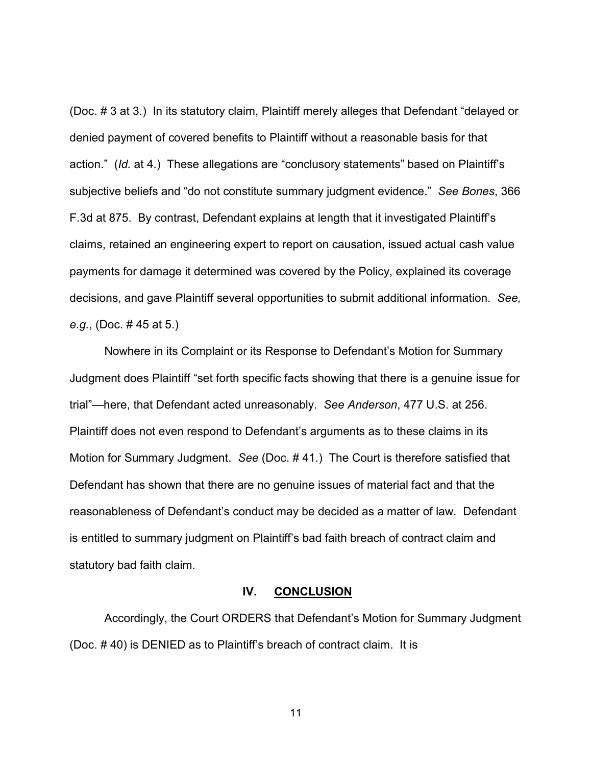(Doc. # 3 at 3.) In its statutory claim, Plaintiff merely alleges that Defendant "delayed or denied payment of covered benefits to Plaintiff without a reasonable basis for that action." (*Id.* at 4.) These allegations are "conclusory statements" based on Plaintiff's subjective beliefs and "do not constitute summary judgment evidence." *See Bones*, 366 F.3d at 875. By contrast, Defendant explains at length that it investigated Plaintiff's claims, retained an engineering expert to report on causation, issued actual cash value payments for damage it determined was covered by the Policy, explained its coverage decisions, and gave Plaintiff several opportunities to submit additional information. *See, e.g.*, (Doc. # 45 at 5.)

Nowhere in its Complaint or its Response to Defendant's Motion for Summary Judgment does Plaintiff "set forth specific facts showing that there is a genuine issue for trial"—here, that Defendant acted unreasonably. *See Anderson*, 477 U.S. at 256. Plaintiff does not even respond to Defendant's arguments as to these claims in its Motion for Summary Judgment. *See* (Doc. # 41.) The Court is therefore satisfied that Defendant has shown that there are no genuine issues of material fact and that the reasonableness of Defendant's conduct may be decided as a matter of law. Defendant is entitled to summary judgment on Plaintiff's bad faith breach of contract claim and statutory bad faith claim.

## IV. CONCLUSION

Accordingly, the Court ORDERS that Defendant's Motion for Summary Judgment (Doc. # 40) is DENIED as to Plaintiff's breach of contract claim. It is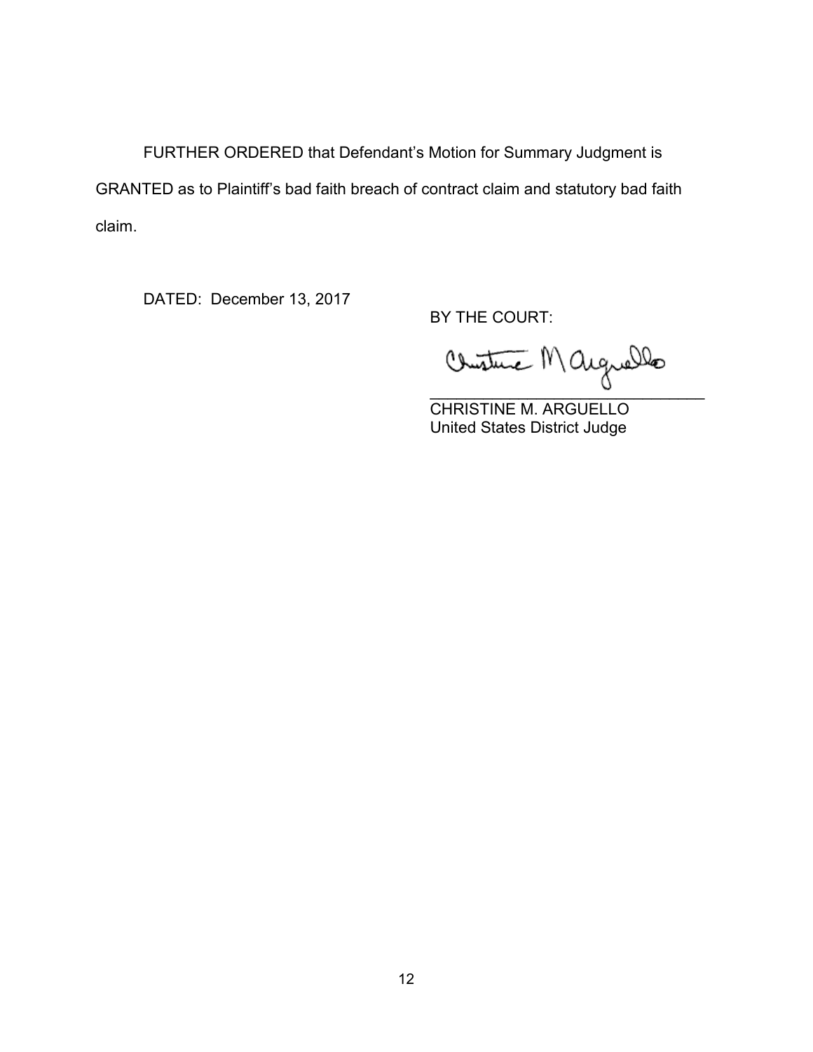FURTHER ORDERED that Defendant's Motion for Summary Judgment is GRANTED as to Plaintiff's bad faith breach of contract claim and statutory bad faith claim.

DATED: December 13, 2017

BY THE COURT:

\_\_\_\_\_\_\_\_\_\_\_\_\_\_\_\_\_\_\_\_\_\_\_\_\_\_\_\_\_\_\_\_

CHRISTINE M. ARGUELLO
United States District Judge